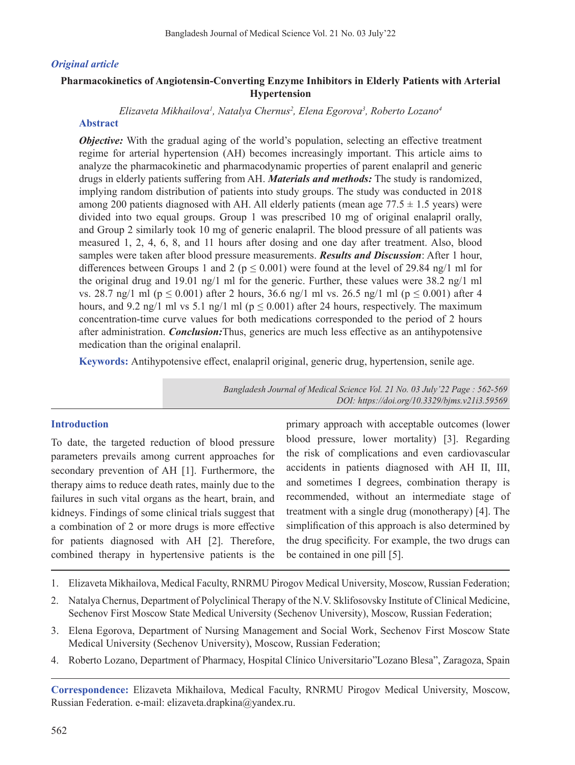*Original article*

# Pharmacokinetics of Angiotensin-Converting Enzyme Inhibitors in Elderly Patients with Arterial Hypertension

*Elizaveta Mikhailova[1], Natalya Chernus[2], Elena Egorova[3], Roberto Lozano[4]*

## Abstract

***Objective:*** With the gradual aging of the world's population, selecting an effective treatment regime for arterial hypertension (AH) becomes increasingly important. This article aims to analyze the pharmacokinetic and pharmacodynamic properties of parent enalapril and generic drugs in elderly patients suffering from AH. ***Materials and methods:*** The study is randomized, implying random distribution of patients into study groups. The study was conducted in 2018 among 200 patients diagnosed with AH. All elderly patients (mean age 77.5 ± 1.5 years) were divided into two equal groups. Group 1 was prescribed 10 mg of original enalapril orally, and Group 2 similarly took 10 mg of generic enalapril. The blood pressure of all patients was measured 1, 2, 4, 6, 8, and 11 hours after dosing and one day after treatment. Also, blood samples were taken after blood pressure measurements. ***Results and Discussion***: After 1 hour, differences between Groups 1 and 2 ($p \leq 0.001$) were found at the level of 29.84 ng/1 ml for the original drug and 19.01 ng/1 ml for the generic. Further, these values were 38.2 ng/1 ml vs. 28.7 ng/1 ml ($p \leq 0.001$) after 2 hours, 36.6 ng/1 ml vs. 26.5 ng/1 ml ($p \leq 0.001$) after 4 hours, and 9.2 ng/1 ml vs 5.1 ng/1 ml ($p \leq 0.001$) after 24 hours, respectively. The maximum concentration-time curve values for both medications corresponded to the period of 2 hours after administration. ***Conclusion:***Thus, generics are much less effective as an antihypotensive medication than the original enalapril.

**Keywords:** Antihypotensive effect, enalapril original, generic drug, hypertension, senile age.

*Bangladesh Journal of Medical Science Vol. 21 No. 03 July'22 Page : 562-569*
*DOI: https://doi.org/10.3329/bjms.v21i3.59569*

## Introduction

To date, the targeted reduction of blood pressure parameters prevails among current approaches for secondary prevention of AH [1]. Furthermore, the therapy aims to reduce death rates, mainly due to the failures in such vital organs as the heart, brain, and kidneys. Findings of some clinical trials suggest that a combination of 2 or more drugs is more effective for patients diagnosed with AH [2]. Therefore, combined therapy in hypertensive patients is the primary approach with acceptable outcomes (lower blood pressure, lower mortality) [3]. Regarding the risk of complications and even cardiovascular accidents in patients diagnosed with AH II, III, and sometimes I degrees, combination therapy is recommended, without an intermediate stage of treatment with a single drug (monotherapy) [4]. The simplification of this approach is also determined by the drug specificity. For example, the two drugs can be contained in one pill [5].

1. Elizaveta Mikhailova, Medical Faculty, RNRMU Pirogov Medical University, Moscow, Russian Federation;
2. Natalya Chernus, Department of Polyclinical Therapy of the N.V. Sklifosovsky Institute of Clinical Medicine, Sechenov First Moscow State Medical University (Sechenov University), Moscow, Russian Federation;
3. Elena Egorova, Department of Nursing Management and Social Work, Sechenov First Moscow State Medical University (Sechenov University), Moscow, Russian Federation;
4. Roberto Lozano, Department of Pharmacy, Hospital Clínico Universitario"Lozano Blesa", Zaragoza, Spain

**Correspondence:** Elizaveta Mikhailova, Medical Faculty, RNRMU Pirogov Medical University, Moscow, Russian Federation. e-mail: elizaveta.drapkina@yandex.ru.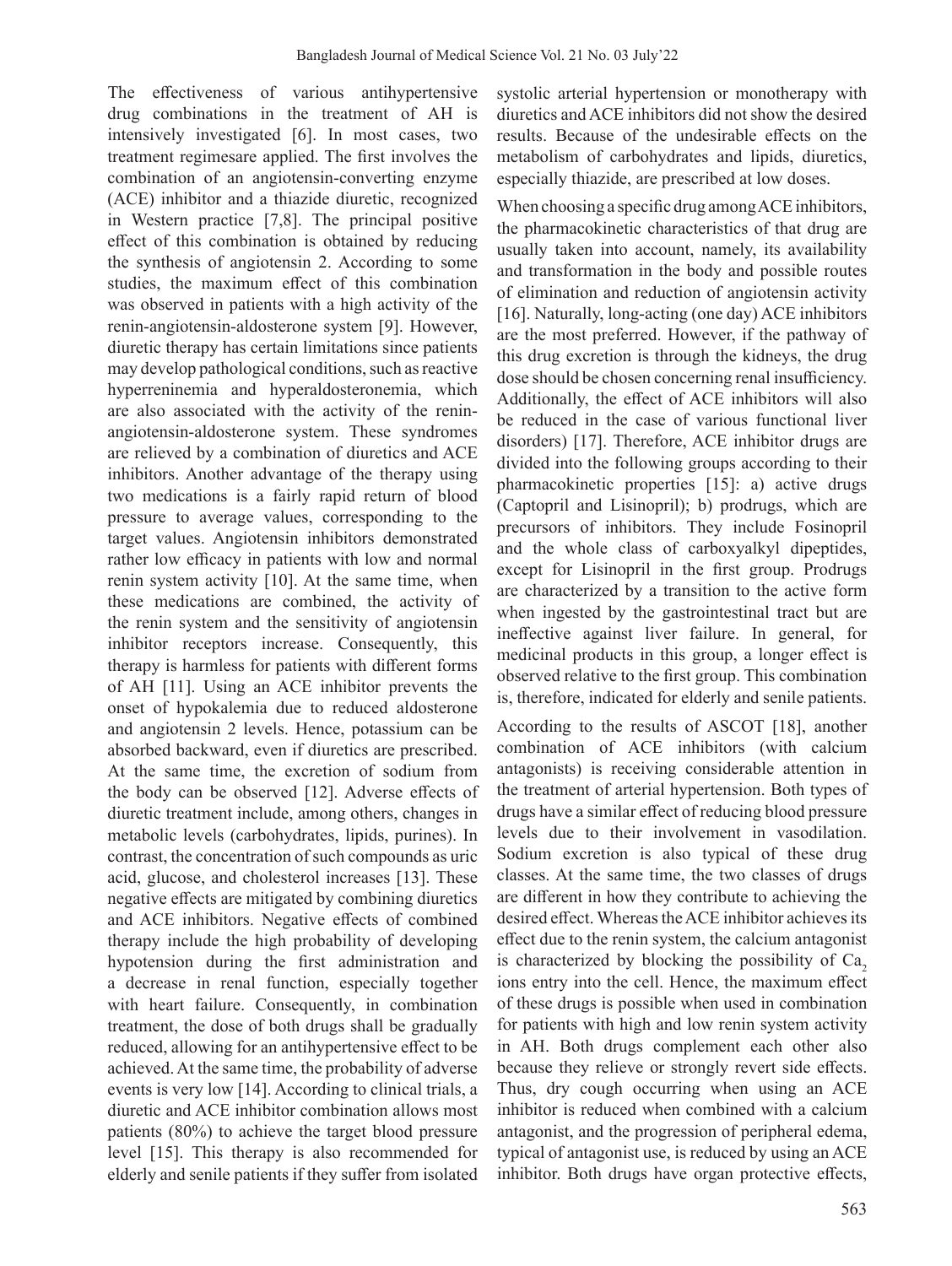The effectiveness of various antihypertensive drug combinations in the treatment of AH is intensively investigated [6]. In most cases, two treatment regimesare applied. The first involves the combination of an angiotensin-converting enzyme (ACE) inhibitor and a thiazide diuretic, recognized in Western practice [7,8]. The principal positive effect of this combination is obtained by reducing the synthesis of angiotensin 2. According to some studies, the maximum effect of this combination was observed in patients with a high activity of the renin-angiotensin-aldosterone system [9]. However, diuretic therapy has certain limitations since patients may develop pathological conditions, such as reactive hyperreninemia and hyperaldosteronemia, which are also associated with the activity of the renin-angiotensin-aldosterone system. These syndromes are relieved by a combination of diuretics and ACE inhibitors. Another advantage of the therapy using two medications is a fairly rapid return of blood pressure to average values, corresponding to the target values. Angiotensin inhibitors demonstrated rather low efficacy in patients with low and normal renin system activity [10]. At the same time, when these medications are combined, the activity of the renin system and the sensitivity of angiotensin inhibitor receptors increase. Consequently, this therapy is harmless for patients with different forms of AH [11]. Using an ACE inhibitor prevents the onset of hypokalemia due to reduced aldosterone and angiotensin 2 levels. Hence, potassium can be absorbed backward, even if diuretics are prescribed. At the same time, the excretion of sodium from the body can be observed [12]. Adverse effects of diuretic treatment include, among others, changes in metabolic levels (carbohydrates, lipids, purines). In contrast, the concentration of such compounds as uric acid, glucose, and cholesterol increases [13]. These negative effects are mitigated by combining diuretics and ACE inhibitors. Negative effects of combined therapy include the high probability of developing hypotension during the first administration and a decrease in renal function, especially together with heart failure. Consequently, in combination treatment, the dose of both drugs shall be gradually reduced, allowing for an antihypertensive effect to be achieved. At the same time, the probability of adverse events is very low [14]. According to clinical trials, a diuretic and ACE inhibitor combination allows most patients (80%) to achieve the target blood pressure level [15]. This therapy is also recommended for elderly and senile patients if they suffer from isolated systolic arterial hypertension or monotherapy with diuretics and ACE inhibitors did not show the desired results. Because of the undesirable effects on the metabolism of carbohydrates and lipids, diuretics, especially thiazide, are prescribed at low doses.

When choosing a specific drug among ACE inhibitors, the pharmacokinetic characteristics of that drug are usually taken into account, namely, its availability and transformation in the body and possible routes of elimination and reduction of angiotensin activity [16]. Naturally, long-acting (one day) ACE inhibitors are the most preferred. However, if the pathway of this drug excretion is through the kidneys, the drug dose should be chosen concerning renal insufficiency. Additionally, the effect of ACE inhibitors will also be reduced in the case of various functional liver disorders) [17]. Therefore, ACE inhibitor drugs are divided into the following groups according to their pharmacokinetic properties [15]: a) active drugs (Captopril and Lisinopril); b) prodrugs, which are precursors of inhibitors. They include Fosinopril and the whole class of carboxyalkyl dipeptides, except for Lisinopril in the first group. Prodrugs are characterized by a transition to the active form when ingested by the gastrointestinal tract but are ineffective against liver failure. In general, for medicinal products in this group, a longer effect is observed relative to the first group. This combination is, therefore, indicated for elderly and senile patients.

According to the results of ASCOT [18], another combination of ACE inhibitors (with calcium antagonists) is receiving considerable attention in the treatment of arterial hypertension. Both types of drugs have a similar effect of reducing blood pressure levels due to their involvement in vasodilation. Sodium excretion is also typical of these drug classes. At the same time, the two classes of drugs are different in how they contribute to achieving the desired effect. Whereas the ACE inhibitor achieves its effect due to the renin system, the calcium antagonist is characterized by blocking the possibility of $Ca_2$ ions entry into the cell. Hence, the maximum effect of these drugs is possible when used in combination for patients with high and low renin system activity in AH. Both drugs complement each other also because they relieve or strongly revert side effects. Thus, dry cough occurring when using an ACE inhibitor is reduced when combined with a calcium antagonist, and the progression of peripheral edema, typical of antagonist use, is reduced by using an ACE inhibitor. Both drugs have organ protective effects,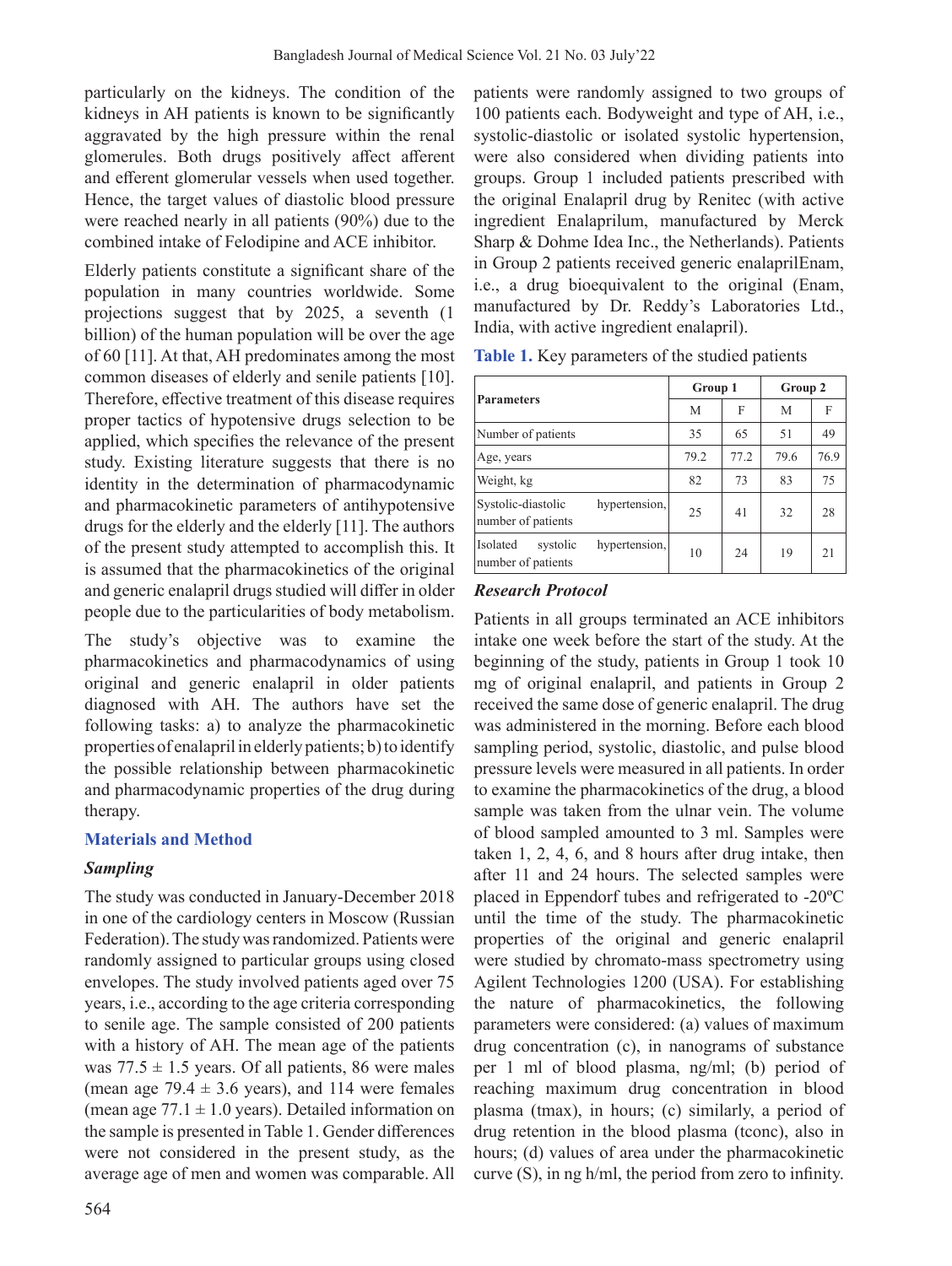particularly on the kidneys. The condition of the kidneys in AH patients is known to be significantly aggravated by the high pressure within the renal glomerules. Both drugs positively affect afferent and efferent glomerular vessels when used together. Hence, the target values of diastolic blood pressure were reached nearly in all patients (90%) due to the combined intake of Felodipine and ACE inhibitor.

Elderly patients constitute a significant share of the population in many countries worldwide. Some projections suggest that by 2025, a seventh (1 billion) of the human population will be over the age of 60 [11]. At that, AH predominates among the most common diseases of elderly and senile patients [10]. Therefore, effective treatment of this disease requires proper tactics of hypotensive drugs selection to be applied, which specifies the relevance of the present study. Existing literature suggests that there is no identity in the determination of pharmacodynamic and pharmacokinetic parameters of antihypotensive drugs for the elderly and the elderly [11]. The authors of the present study attempted to accomplish this. It is assumed that the pharmacokinetics of the original and generic enalapril drugs studied will differ in older people due to the particularities of body metabolism.

The study's objective was to examine the pharmacokinetics and pharmacodynamics of using original and generic enalapril in older patients diagnosed with AH. The authors have set the following tasks: a) to analyze the pharmacokinetic properties of enalapril in elderly patients; b) to identify the possible relationship between pharmacokinetic and pharmacodynamic properties of the drug during therapy.

## Materials and Method

### *Sampling*

The study was conducted in January-December 2018 in one of the cardiology centers in Moscow (Russian Federation). The study was randomized. Patients were randomly assigned to particular groups using closed envelopes. The study involved patients aged over 75 years, i.e., according to the age criteria corresponding to senile age. The sample consisted of 200 patients with a history of AH. The mean age of the patients was 77.5 ± 1.5 years. Of all patients, 86 were males (mean age 79.4 ± 3.6 years), and 114 were females (mean age 77.1 ± 1.0 years). Detailed information on the sample is presented in Table 1. Gender differences were not considered in the present study, as the average age of men and women was comparable. All patients were randomly assigned to two groups of 100 patients each. Bodyweight and type of AH, i.e., systolic-diastolic or isolated systolic hypertension, were also considered when dividing patients into groups. Group 1 included patients prescribed with the original Enalapril drug by Renitec (with active ingredient Enalaprilum, manufactured by Merck Sharp & Dohme Idea Inc., the Netherlands). Patients in Group 2 patients received generic enalaprilEnam, i.e., a drug bioequivalent to the original (Enam, manufactured by Dr. Reddy's Laboratories Ltd., India, with active ingredient enalapril).

**Table 1.** Key parameters of the studied patients

| Parameters | Group 1 | | Group 2 | |
|---|---|---|---|---|
| | M | F | M | F |
| Number of patients | 35 | 65 | 51 | 49 |
| Age, years | 79.2 | 77.2 | 79.6 | 76.9 |
| Weight, kg | 82 | 73 | 83 | 75 |
| Systolic-diastolic hypertension, number of patients | 25 | 41 | 32 | 28 |
| Isolated systolic hypertension, number of patients | 10 | 24 | 19 | 21 |

### *Research Protocol*

Patients in all groups terminated an ACE inhibitors intake one week before the start of the study. At the beginning of the study, patients in Group 1 took 10 mg of original enalapril, and patients in Group 2 received the same dose of generic enalapril. The drug was administered in the morning. Before each blood sampling period, systolic, diastolic, and pulse blood pressure levels were measured in all patients. In order to examine the pharmacokinetics of the drug, a blood sample was taken from the ulnar vein. The volume of blood sampled amounted to 3 ml. Samples were taken 1, 2, 4, 6, and 8 hours after drug intake, then after 11 and 24 hours. The selected samples were placed in Eppendorf tubes and refrigerated to -20ºC until the time of the study. The pharmacokinetic properties of the original and generic enalapril were studied by chromato-mass spectrometry using Agilent Technologies 1200 (USA). For establishing the nature of pharmacokinetics, the following parameters were considered: (a) values of maximum drug concentration (c), in nanograms of substance per 1 ml of blood plasma, ng/ml; (b) period of reaching maximum drug concentration in blood plasma ($t_{max}$), in hours; (c) similarly, a period of drug retention in the blood plasma ($t_{conc}$), also in hours; (d) values of area under the pharmacokinetic curve (S), in ng h/ml, the period from zero to infinity.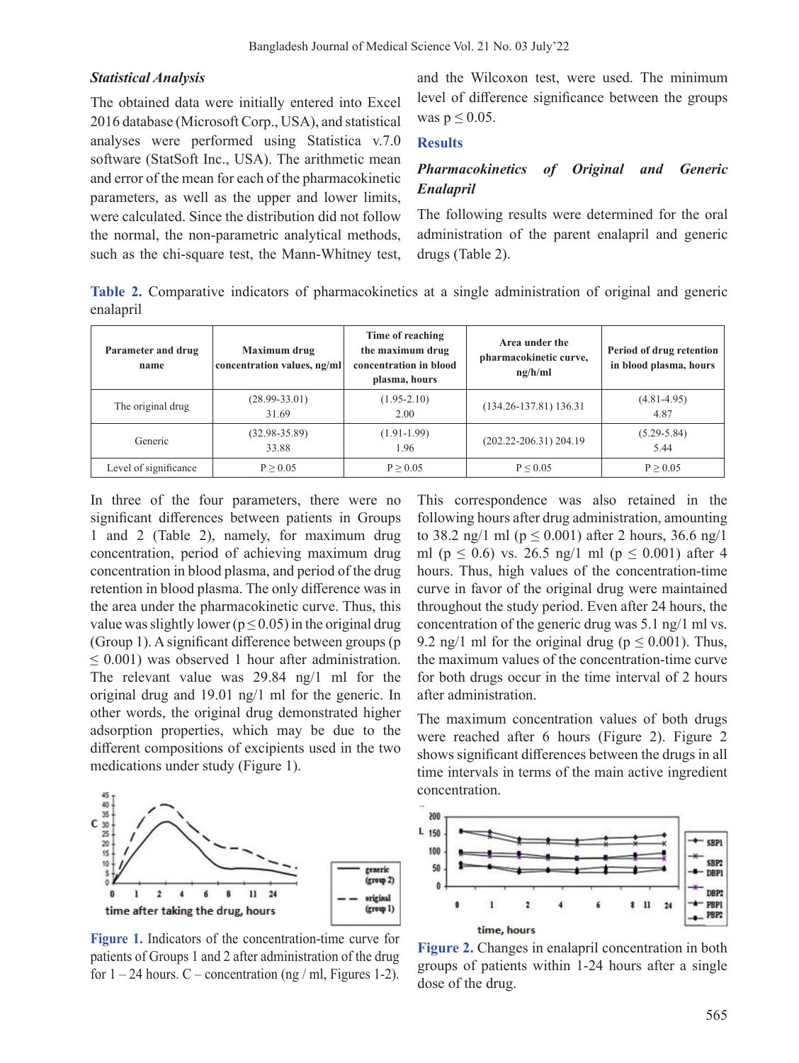### *Statistical Analysis*

The obtained data were initially entered into Excel 2016 database (Microsoft Corp., USA), and statistical analyses were performed using Statistica v.7.0 software (StatSoft Inc., USA). The arithmetic mean and error of the mean for each of the pharmacokinetic parameters, as well as the upper and lower limits, were calculated. Since the distribution did not follow the normal, the non-parametric analytical methods, such as the chi-square test, the Mann-Whitney test, and the Wilcoxon test, were used. The minimum level of difference significance between the groups was $p \leq 0.05$.

## Results

### *Pharmacokinetics of Original and Generic Enalapril*

The following results were determined for the oral administration of the parent enalapril and generic drugs (Table 2).

**Table 2.** Comparative indicators of pharmacokinetics at a single administration of original and generic enalapril

| Parameter and drug name | Maximum drug concentration values, ng/ml | Time of reaching the maximum drug concentration in blood plasma, hours | Area under the pharmacokinetic curve, ng/h/ml | Period of drug retention in blood plasma, hours |
|---|---|---|---|---|
| The original drug | (28.99-33.01) 31.69 | (1.95-2.10) 2.00 | (134.26-137.81) 136.31 | (4.81-4.95) 4.87 |
| Generic | (32.98-35.89) 33.88 | (1.91-1.99) 1.96 | (202.22-206.31) 204.19 | (5.29-5.84) 5.44 |
| Level of significance | $P \geq 0.05$ | $P \geq 0.05$ | $P \leq 0.05$ | $P \geq 0.05$ |

In three of the four parameters, there were no significant differences between patients in Groups 1 and 2 (Table 2), namely, for maximum drug concentration, period of achieving maximum drug concentration in blood plasma, and period of the drug retention in blood plasma. The only difference was in the area under the pharmacokinetic curve. Thus, this value was slightly lower ($p \leq 0.05$) in the original drug (Group 1). A significant difference between groups ($p \leq 0.001$) was observed 1 hour after administration. The relevant value was 29.84 ng/1 ml for the original drug and 19.01 ng/1 ml for the generic. In other words, the original drug demonstrated higher adsorption properties, which may be due to the different compositions of excipients used in the two medications under study (Figure 1).

Figure 1. Indicators of the concentration-time curve for patients of Groups 1 and 2 after administration of the drug for 1 – 24 hours. C – concentration (ng / ml, Figures 1-2).

This correspondence was also retained in the following hours after drug administration, amounting to 38.2 ng/1 ml ($p \leq 0.001$) after 2 hours, 36.6 ng/1 ml ($p \leq 0.6$) vs. 26.5 ng/1 ml ($p \leq 0.001$) after 4 hours. Thus, high values of the concentration-time curve in favor of the original drug were maintained throughout the study period. Even after 24 hours, the concentration of the generic drug was 5.1 ng/1 ml vs. 9.2 ng/1 ml for the original drug ($p \leq 0.001$). Thus, the maximum values of the concentration-time curve for both drugs occur in the time interval of 2 hours after administration.

The maximum concentration values of both drugs were reached after 6 hours (Figure 2). Figure 2 shows significant differences between the drugs in all time intervals in terms of the main active ingredient concentration.

Figure 2. Changes in enalapril concentration in both groups of patients within 1-24 hours after a single dose of the drug.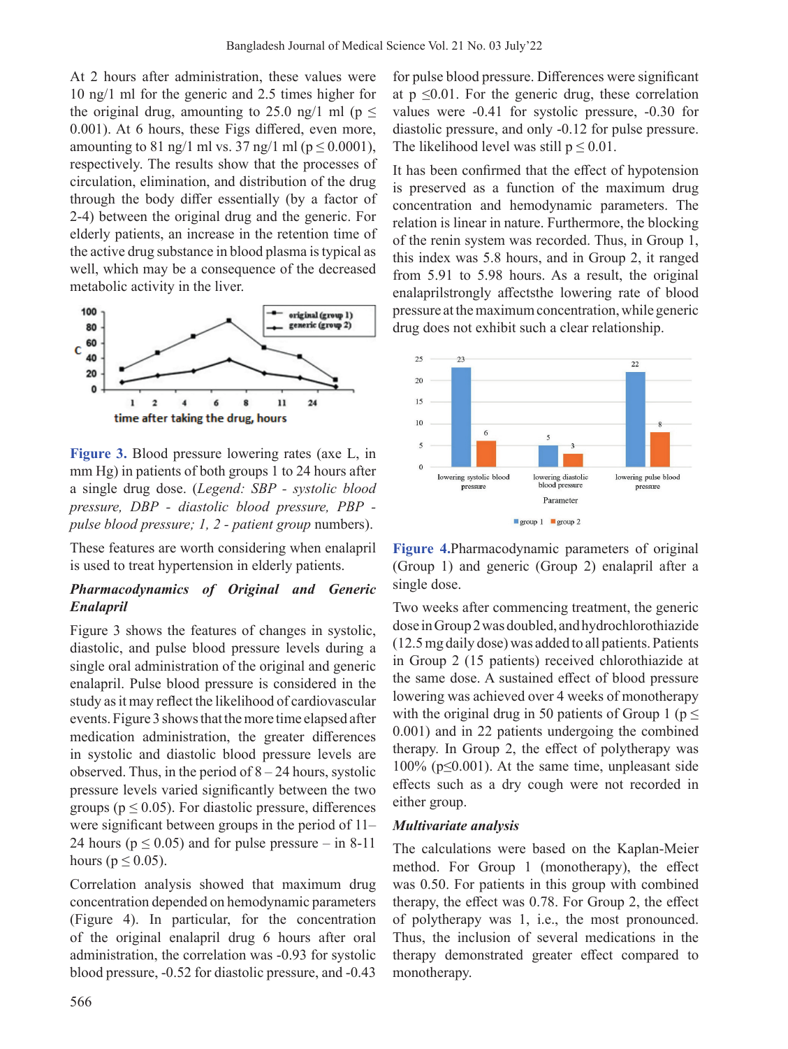At 2 hours after administration, these values were 10 ng/1 ml for the generic and 2.5 times higher for the original drug, amounting to 25.0 ng/1 ml ($p \leq 0.001$). At 6 hours, these Figs differed, even more, amounting to 81 ng/1 ml vs. 37 ng/1 ml ($p \leq 0.0001$), respectively. The results show that the processes of circulation, elimination, and distribution of the drug through the body differ essentially (by a factor of 2-4) between the original drug and the generic. For elderly patients, an increase in the retention time of the active drug substance in blood plasma is typical as well, which may be a consequence of the decreased metabolic activity in the liver.

**Figure 3.** Blood pressure lowering rates (axe L, in mm Hg) in patients of both groups 1 to 24 hours after a single drug dose. (*Legend: SBP - systolic blood pressure, DBP - diastolic blood pressure, PBP - pulse blood pressure; 1, 2 - patient group* numbers).

These features are worth considering when enalapril is used to treat hypertension in elderly patients.

### *Pharmacodynamics of Original and Generic Enalapril*

Figure 3 shows the features of changes in systolic, diastolic, and pulse blood pressure levels during a single oral administration of the original and generic enalapril. Pulse blood pressure is considered in the study as it may reflect the likelihood of cardiovascular events. Figure 3 shows that the more time elapsed after medication administration, the greater differences in systolic and diastolic blood pressure levels are observed. Thus, in the period of 8 – 24 hours, systolic pressure levels varied significantly between the two groups ($p \leq 0.05$). For diastolic pressure, differences were significant between groups in the period of 11–24 hours ($p \leq 0.05$) and for pulse pressure – in 8-11 hours ($p \leq 0.05$).

Correlation analysis showed that maximum drug concentration depended on hemodynamic parameters (Figure 4). In particular, for the concentration of the original enalapril drug 6 hours after oral administration, the correlation was -0.93 for systolic blood pressure, -0.52 for diastolic pressure, and -0.43 for pulse blood pressure. Differences were significant at $p \leq 0.01$. For the generic drug, these correlation values were -0.41 for systolic pressure, -0.30 for diastolic pressure, and only -0.12 for pulse pressure. The likelihood level was still $p \leq 0.01$.

It has been confirmed that the effect of hypotension is preserved as a function of the maximum drug concentration and hemodynamic parameters. The relation is linear in nature. Furthermore, the blocking of the renin system was recorded. Thus, in Group 1, this index was 5.8 hours, and in Group 2, it ranged from 5.91 to 5.98 hours. As a result, the original enalaprilstrongly affectsthe lowering rate of blood pressure at the maximum concentration, while generic drug does not exhibit such a clear relationship.

**Figure 4.**Pharmacodynamic parameters of original (Group 1) and generic (Group 2) enalapril after a single dose.

Two weeks after commencing treatment, the generic dose in Group 2 was doubled, and hydrochlorothiazide (12.5 mg daily dose) was added to all patients. Patients in Group 2 (15 patients) received chlorothiazide at the same dose. A sustained effect of blood pressure lowering was achieved over 4 weeks of monotherapy with the original drug in 50 patients of Group 1 ($p \leq 0.001$) and in 22 patients undergoing the combined therapy. In Group 2, the effect of polytherapy was 100% ($p \leq 0.001$). At the same time, unpleasant side effects such as a dry cough were not recorded in either group.

### *Multivariate analysis*

The calculations were based on the Kaplan-Meier method. For Group 1 (monotherapy), the effect was 0.50. For patients in this group with combined therapy, the effect was 0.78. For Group 2, the effect of polytherapy was 1, i.e., the most pronounced. Thus, the inclusion of several medications in the therapy demonstrated greater effect compared to monotherapy.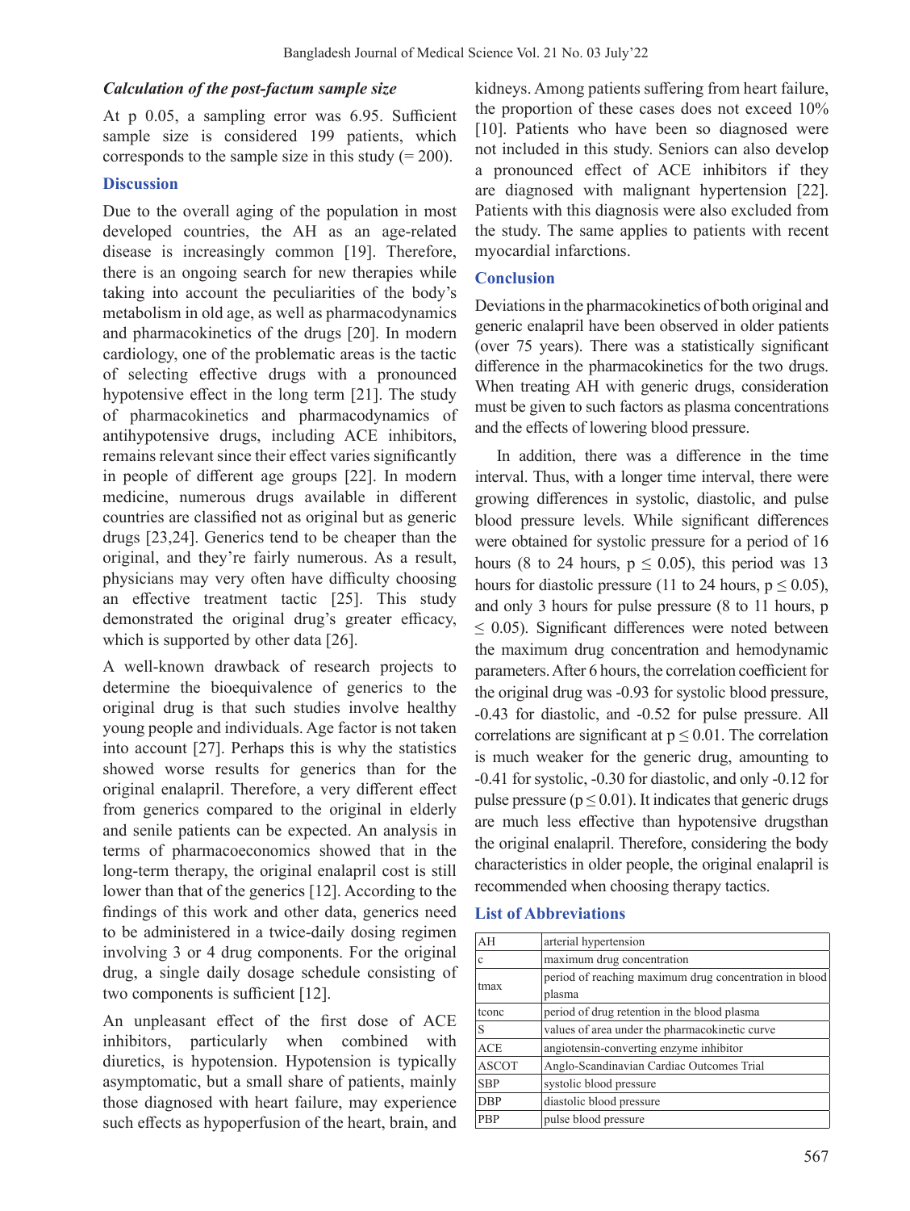### *Calculation of the post-factum sample size*

At p 0.05, a sampling error was 6.95. Sufficient sample size is considered 199 patients, which corresponds to the sample size in this study (= 200).

## Discussion

Due to the overall aging of the population in most developed countries, the AH as an age-related disease is increasingly common [19]. Therefore, there is an ongoing search for new therapies while taking into account the peculiarities of the body's metabolism in old age, as well as pharmacodynamics and pharmacokinetics of the drugs [20]. In modern cardiology, one of the problematic areas is the tactic of selecting effective drugs with a pronounced hypotensive effect in the long term [21]. The study of pharmacokinetics and pharmacodynamics of antihypotensive drugs, including ACE inhibitors, remains relevant since their effect varies significantly in people of different age groups [22]. In modern medicine, numerous drugs available in different countries are classified not as original but as generic drugs [23,24]. Generics tend to be cheaper than the original, and they're fairly numerous. As a result, physicians may very often have difficulty choosing an effective treatment tactic [25]. This study demonstrated the original drug's greater efficacy, which is supported by other data [26].

A well-known drawback of research projects to determine the bioequivalence of generics to the original drug is that such studies involve healthy young people and individuals. Age factor is not taken into account [27]. Perhaps this is why the statistics showed worse results for generics than for the original enalapril. Therefore, a very different effect from generics compared to the original in elderly and senile patients can be expected. An analysis in terms of pharmacoeconomics showed that in the long-term therapy, the original enalapril cost is still lower than that of the generics [12]. According to the findings of this work and other data, generics need to be administered in a twice-daily dosing regimen involving 3 or 4 drug components. For the original drug, a single daily dosage schedule consisting of two components is sufficient [12].

An unpleasant effect of the first dose of ACE inhibitors, particularly when combined with diuretics, is hypotension. Hypotension is typically asymptomatic, but a small share of patients, mainly those diagnosed with heart failure, may experience such effects as hypoperfusion of the heart, brain, and kidneys. Among patients suffering from heart failure, the proportion of these cases does not exceed 10% [10]. Patients who have been so diagnosed were not included in this study. Seniors can also develop a pronounced effect of ACE inhibitors if they are diagnosed with malignant hypertension [22]. Patients with this diagnosis were also excluded from the study. The same applies to patients with recent myocardial infarctions.

## Conclusion

Deviations in the pharmacokinetics of both original and generic enalapril have been observed in older patients (over 75 years). There was a statistically significant difference in the pharmacokinetics for the two drugs. When treating AH with generic drugs, consideration must be given to such factors as plasma concentrations and the effects of lowering blood pressure.

In addition, there was a difference in the time interval. Thus, with a longer time interval, there were growing differences in systolic, diastolic, and pulse blood pressure levels. While significant differences were obtained for systolic pressure for a period of 16 hours (8 to 24 hours, $p \leq 0.05$), this period was 13 hours for diastolic pressure (11 to 24 hours, $p \leq 0.05$), and only 3 hours for pulse pressure (8 to 11 hours, $p \leq 0.05$). Significant differences were noted between the maximum drug concentration and hemodynamic parameters. After 6 hours, the correlation coefficient for the original drug was -0.93 for systolic blood pressure, -0.43 for diastolic, and -0.52 for pulse pressure. All correlations are significant at $p \leq 0.01$. The correlation is much weaker for the generic drug, amounting to -0.41 for systolic, -0.30 for diastolic, and only -0.12 for pulse pressure ($p \leq 0.01$). It indicates that generic drugs are much less effective than hypotensive drugsthan the original enalapril. Therefore, considering the body characteristics in older people, the original enalapril is recommended when choosing therapy tactics.

## List of Abbreviations

| | |
|---|---|
| AH | arterial hypertension |
| c | maximum drug concentration |
| tmax | period of reaching maximum drug concentration in blood plasma |
| tconc | period of drug retention in the blood plasma |
| S | values of area under the pharmacokinetic curve |
| ACE | angiotensin-converting enzyme inhibitor |
| ASCOT | Anglo-Scandinavian Cardiac Outcomes Trial |
| SBP | systolic blood pressure |
| DBP | diastolic blood pressure |
| PBP | pulse blood pressure |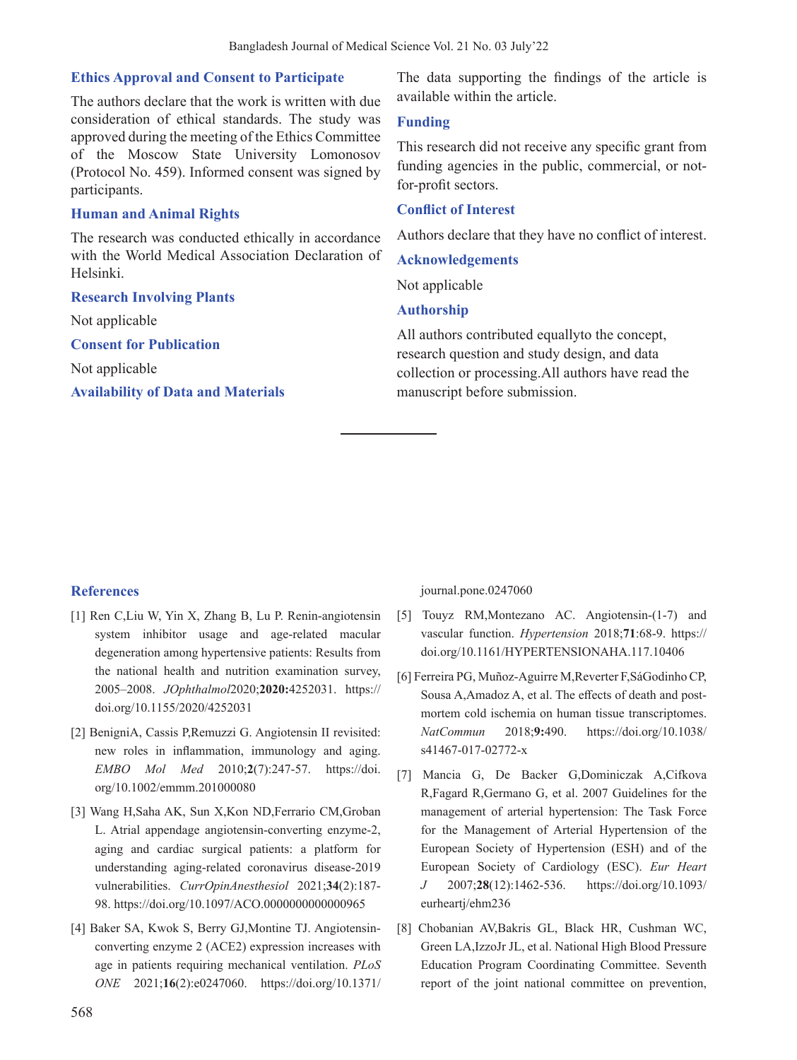## Ethics Approval and Consent to Participate

The authors declare that the work is written with due consideration of ethical standards. The study was approved during the meeting of the Ethics Committee of the Moscow State University Lomonosov (Protocol No. 459). Informed consent was signed by participants.

## Human and Animal Rights

The research was conducted ethically in accordance with the World Medical Association Declaration of Helsinki.

## Research Involving Plants

Not applicable

## Consent for Publication

Not applicable

## Availability of Data and Materials

The data supporting the findings of the article is available within the article.

## Funding

This research did not receive any specific grant from funding agencies in the public, commercial, or not-for-profit sectors.

## Conflict of Interest

Authors declare that they have no conflict of interest.

## Acknowledgements

Not applicable

## Authorship

All authors contributed equallyto the concept, research question and study design, and data collection or processing.All authors have read the manuscript before submission.

## References

[1] Ren C,Liu W, Yin X, Zhang B, Lu P. Renin-angiotensin system inhibitor usage and age-related macular degeneration among hypertensive patients: Results from the national health and nutrition examination survey, 2005–2008. *JOphthalmol*2020;**2020:**4252031. https://doi.org/10.1155/2020/4252031

[2] BenigniA, Cassis P,Remuzzi G. Angiotensin II revisited: new roles in inflammation, immunology and aging. *EMBO Mol Med* 2010;**2**(7):247-57. https://doi.org/10.1002/emmm.201000080

[3] Wang H,Saha AK, Sun X,Kon ND,Ferrario CM,Groban L. Atrial appendage angiotensin-converting enzyme-2, aging and cardiac surgical patients: a platform for understanding aging-related coronavirus disease-2019 vulnerabilities. *CurrOpinAnesthesiol* 2021;**34**(2):187-98. https://doi.org/10.1097/ACO.0000000000000965

[4] Baker SA, Kwok S, Berry GJ,Montine TJ. Angiotensin-converting enzyme 2 (ACE2) expression increases with age in patients requiring mechanical ventilation. *PLoS ONE* 2021;**16**(2):e0247060. https://doi.org/10.1371/journal.pone.0247060

[5] Touyz RM,Montezano AC. Angiotensin-(1-7) and vascular function. *Hypertension* 2018;**71**:68-9. https://doi.org/10.1161/HYPERTENSIONAHA.117.10406

[6] Ferreira PG, Muñoz-Aguirre M,Reverter F,SáGodinho CP, Sousa A,Amadoz A, et al. The effects of death and post-mortem cold ischemia on human tissue transcriptomes. *NatCommun* 2018;**9:**490. https://doi.org/10.1038/s41467-017-02772-x

[7] Mancia G, De Backer G,Dominiczak A,Cifkova R,Fagard R,Germano G, et al. 2007 Guidelines for the management of arterial hypertension: The Task Force for the Management of Arterial Hypertension of the European Society of Hypertension (ESH) and of the European Society of Cardiology (ESC). *Eur Heart J* 2007;**28**(12):1462-536. https://doi.org/10.1093/eurheartj/ehm236

[8] Chobanian AV,Bakris GL, Black HR, Cushman WC, Green LA,IzzoJr JL, et al. National High Blood Pressure Education Program Coordinating Committee. Seventh report of the joint national committee on prevention,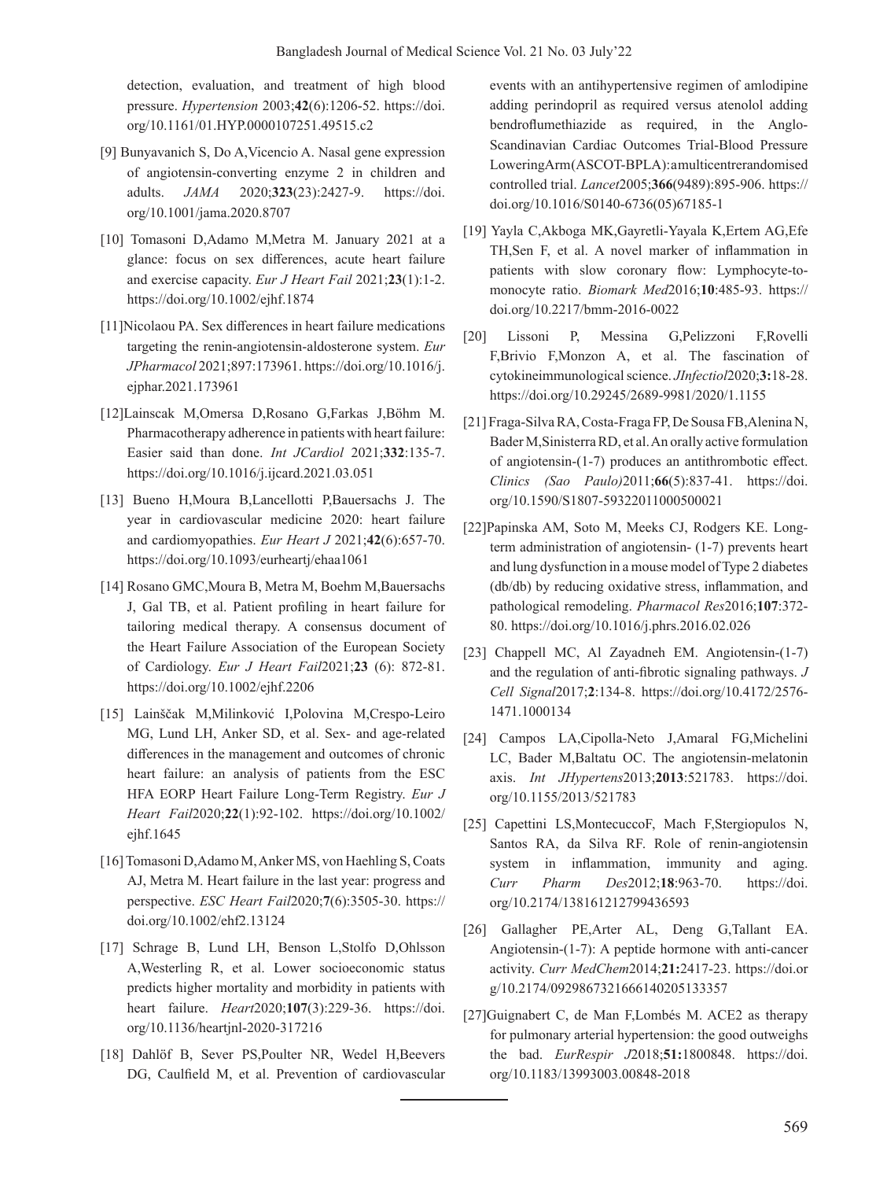detection, evaluation, and treatment of high blood pressure. *Hypertension* 2003;**42**(6):1206-52. https://doi.org/10.1161/01.HYP.0000107251.49515.c2

[9] Bunyavanich S, Do A,Vicencio A. Nasal gene expression of angiotensin-converting enzyme 2 in children and adults. *JAMA* 2020;**323**(23):2427-9. https://doi.org/10.1001/jama.2020.8707

[10] Tomasoni D,Adamo M,Metra M. January 2021 at a glance: focus on sex differences, acute heart failure and exercise capacity. *Eur J Heart Fail* 2021;**23**(1):1-2. https://doi.org/10.1002/ejhf.1874

[11]Nicolaou PA. Sex differences in heart failure medications targeting the renin-angiotensin-aldosterone system. *Eur JPharmacol* 2021;897:173961. https://doi.org/10.1016/j.ejphar.2021.173961

[12]Lainscak M,Omersa D,Rosano G,Farkas J,Böhm M. Pharmacotherapy adherence in patients with heart failure: Easier said than done. *Int JCardiol* 2021;**332**:135-7. https://doi.org/10.1016/j.ijcard.2021.03.051

[13] Bueno H,Moura B,Lancellotti P,Bauersachs J. The year in cardiovascular medicine 2020: heart failure and cardiomyopathies. *Eur Heart J* 2021;**42**(6):657-70. https://doi.org/10.1093/eurheartj/ehaa1061

[14] Rosano GMC,Moura B, Metra M, Boehm M,Bauersachs J, Gal TB, et al. Patient profiling in heart failure for tailoring medical therapy. A consensus document of the Heart Failure Association of the European Society of Cardiology. *Eur J Heart Fail*2021;**23** (6): 872-81. https://doi.org/10.1002/ejhf.2206

[15] Lainščak M,Milinković I,Polovina M,Crespo-Leiro MG, Lund LH, Anker SD, et al. Sex- and age-related differences in the management and outcomes of chronic heart failure: an analysis of patients from the ESC HFA EORP Heart Failure Long-Term Registry. *Eur J Heart Fail*2020;**22**(1):92-102. https://doi.org/10.1002/ejhf.1645

[16] Tomasoni D,Adamo M, Anker MS, von Haehling S, Coats AJ, Metra M. Heart failure in the last year: progress and perspective. *ESC Heart Fail*2020;**7**(6):3505-30. https://doi.org/10.1002/ehf2.13124

[17] Schrage B, Lund LH, Benson L,Stolfo D,Ohlsson A,Westerling R, et al. Lower socioeconomic status predicts higher mortality and morbidity in patients with heart failure. *Heart*2020;**107**(3):229-36. https://doi.org/10.1136/heartjnl-2020-317216

[18] Dahlöf B, Sever PS,Poulter NR, Wedel H,Beevers DG, Caulfield M, et al. Prevention of cardiovascular events with an antihypertensive regimen of amlodipine adding perindopril as required versus atenolol adding bendroflumethiazide as required, in the Anglo-Scandinavian Cardiac Outcomes Trial-Blood Pressure LoweringArm(ASCOT-BPLA):amulticentrerandomised controlled trial. *Lancet*2005;**366**(9489):895-906. https://doi.org/10.1016/S0140-6736(05)67185-1

[19] Yayla C,Akboga MK,Gayretli-Yayala K,Ertem AG,Efe TH,Sen F, et al. A novel marker of inflammation in patients with slow coronary flow: Lymphocyte-to-monocyte ratio. *Biomark Med*2016;**10**:485-93. https://doi.org/10.2217/bmm-2016-0022

[20] Lissoni P, Messina G,Pelizzoni F,Rovelli F,Brivio F,Monzon A, et al. The fascination of cytokineimmunological science. *JInfectiol*2020;**3:**18-28. https://doi.org/10.29245/2689-9981/2020/1.1155

[21] Fraga-Silva RA, Costa-Fraga FP, De Sousa FB,Alenina N, Bader M,Sinisterra RD, et al. An orally active formulation of angiotensin-(1-7) produces an antithrombotic effect. *Clinics (Sao Paulo)*2011;**66**(5):837-41. https://doi.org/10.1590/S1807-59322011000500021

[22]Papinska AM, Soto M, Meeks CJ, Rodgers KE. Long-term administration of angiotensin- (1-7) prevents heart and lung dysfunction in a mouse model of Type 2 diabetes (db/db) by reducing oxidative stress, inflammation, and pathological remodeling. *Pharmacol Res*2016;**107**:372-80. https://doi.org/10.1016/j.phrs.2016.02.026

[23] Chappell MC, Al Zayadneh EM. Angiotensin-(1-7) and the regulation of anti-fibrotic signaling pathways. *J Cell Signal*2017;**2**:134-8. https://doi.org/10.4172/2576-1471.1000134

[24] Campos LA,Cipolla-Neto J,Amaral FG,Michelini LC, Bader M,Baltatu OC. The angiotensin-melatonin axis. *Int JHypertens*2013;**2013**:521783. https://doi.org/10.1155/2013/521783

[25] Capettini LS,MontecuccoF, Mach F,Stergiopulos N, Santos RA, da Silva RF. Role of renin-angiotensin system in inflammation, immunity and aging. *Curr Pharm Des*2012;**18**:963-70. https://doi.org/10.2174/138161212799436593

[26] Gallagher PE,Arter AL, Deng G,Tallant EA. Angiotensin-(1-7): A peptide hormone with anti-cancer activity. *Curr MedChem*2014;**21:**2417-23. https://doi.org/10.2174/0929867321666140205133357

[27]Guignabert C, de Man F,Lombés M. ACE2 as therapy for pulmonary arterial hypertension: the good outweighs the bad. *EurRespir J*2018;**51:**1800848. https://doi.org/10.1183/13993003.00848-2018